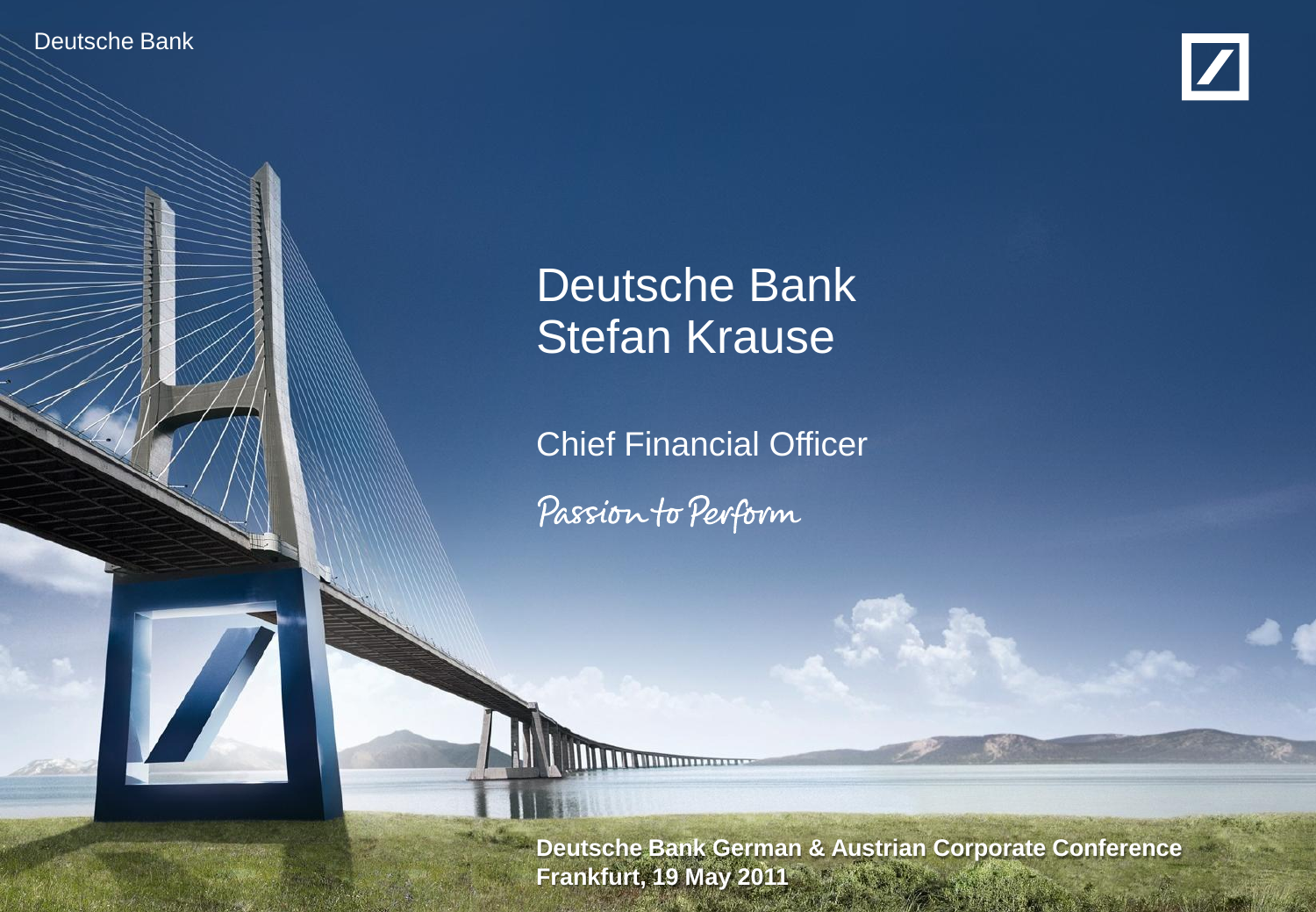Deutsche Bank

# Deutsche Bank
# Stefan Krause

## Chief Financial Officer

*Passion to Perform*

**Deutsche Bank German & Austrian Corporate Conference**
**Frankfurt, 19 May 2011**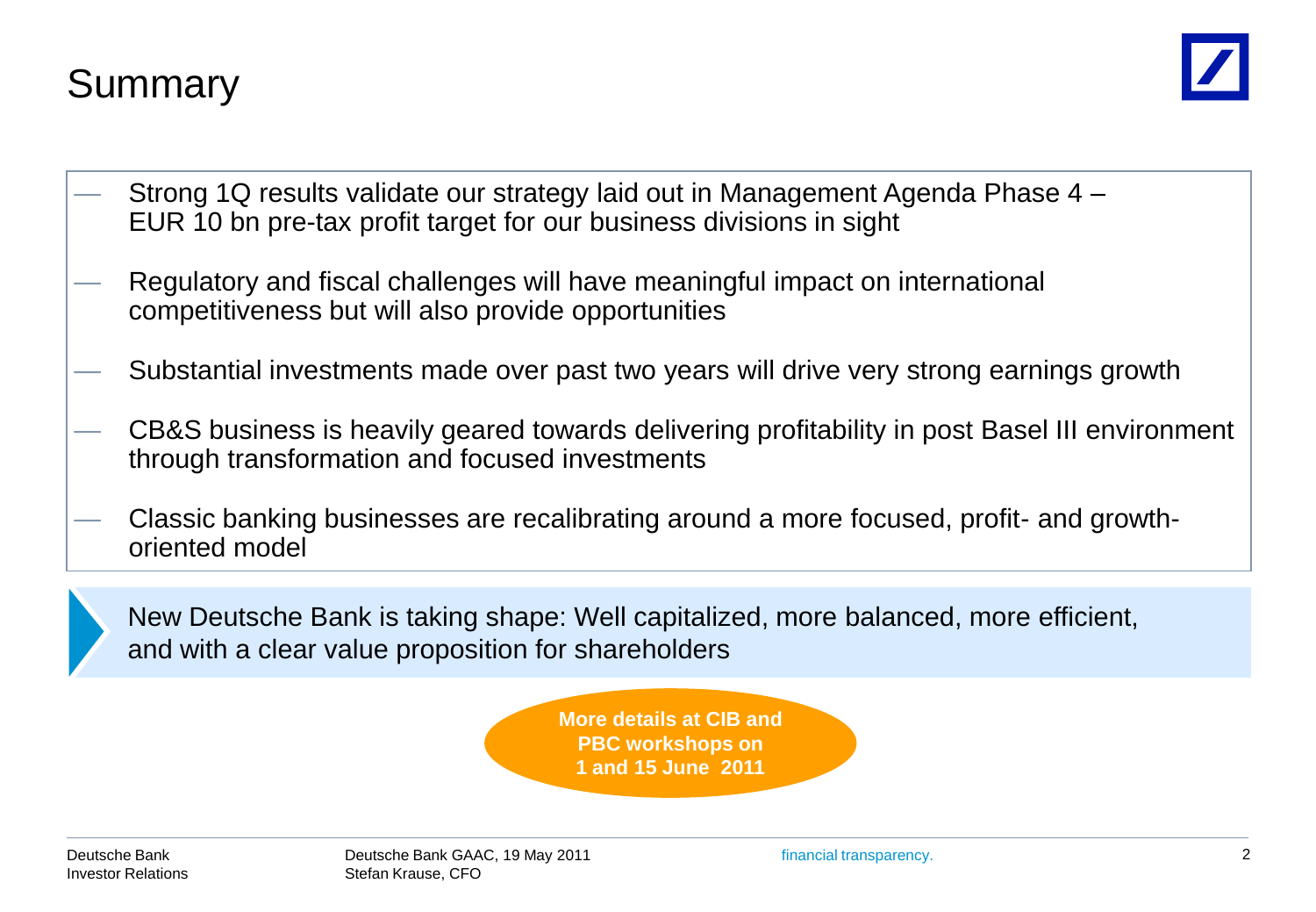# Summary

- Strong 1Q results validate our strategy laid out in Management Agenda Phase 4 – EUR 10 bn pre-tax profit target for our business divisions in sight
- Regulatory and fiscal challenges will have meaningful impact on international competitiveness but will also provide opportunities
- Substantial investments made over past two years will drive very strong earnings growth
- CB&S business is heavily geared towards delivering profitability in post Basel III environment through transformation and focused investments
- Classic banking businesses are recalibrating around a more focused, profit- and growth-oriented model

New Deutsche Bank is taking shape: Well capitalized, more balanced, more efficient, and with a clear value proposition for shareholders

**More details at CIB and PBC workshops on 1 and 15 June 2011**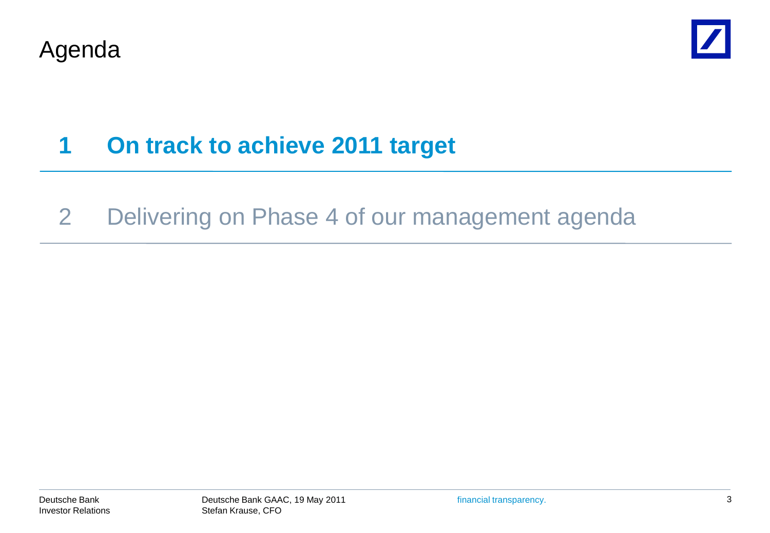# Agenda

**1 On track to achieve 2011 target**

2 Delivering on Phase 4 of our management agenda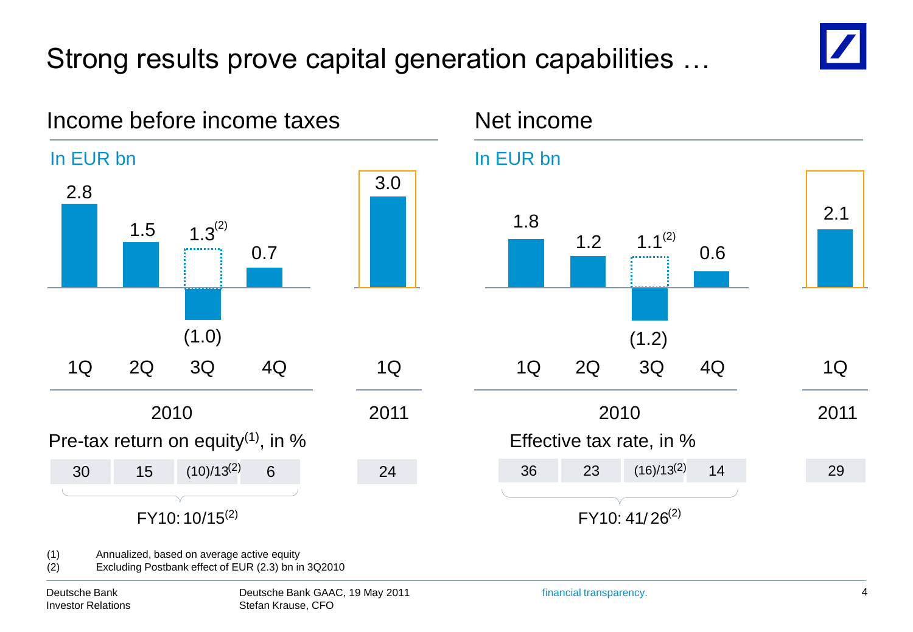# Strong results prove capital generation capabilities …

## Income before income taxes

In EUR bn

| | 2010 1Q | 2010 2Q | 2010 3Q | 2010 4Q | 2011 1Q |
|---|---|---|---|---|---|
| Income before income taxes | 2.8 | 1.5 | (1.0) / 1.3[(2)] | 0.7 | 3.0 |
| Pre-tax return on equity[(1)], in % | 30 | 15 | (10)/13[(2)] | 6 | 24 |

FY10: 10/15[(2)]

## Net income

In EUR bn

| | 2010 1Q | 2010 2Q | 2010 3Q | 2010 4Q | 2011 1Q |
|---|---|---|---|---|---|
| Net income | 1.8 | 1.2 | (1.2) / 1.1[(2)] | 0.6 | 2.1 |
| Effective tax rate, in % | 36 | 23 | (16)/13[(2)] | 14 | 29 |

FY10: 41/26[(2)]

(1) Annualized, based on average active equity

(2) Excluding Postbank effect of EUR (2.3) bn in 3Q2010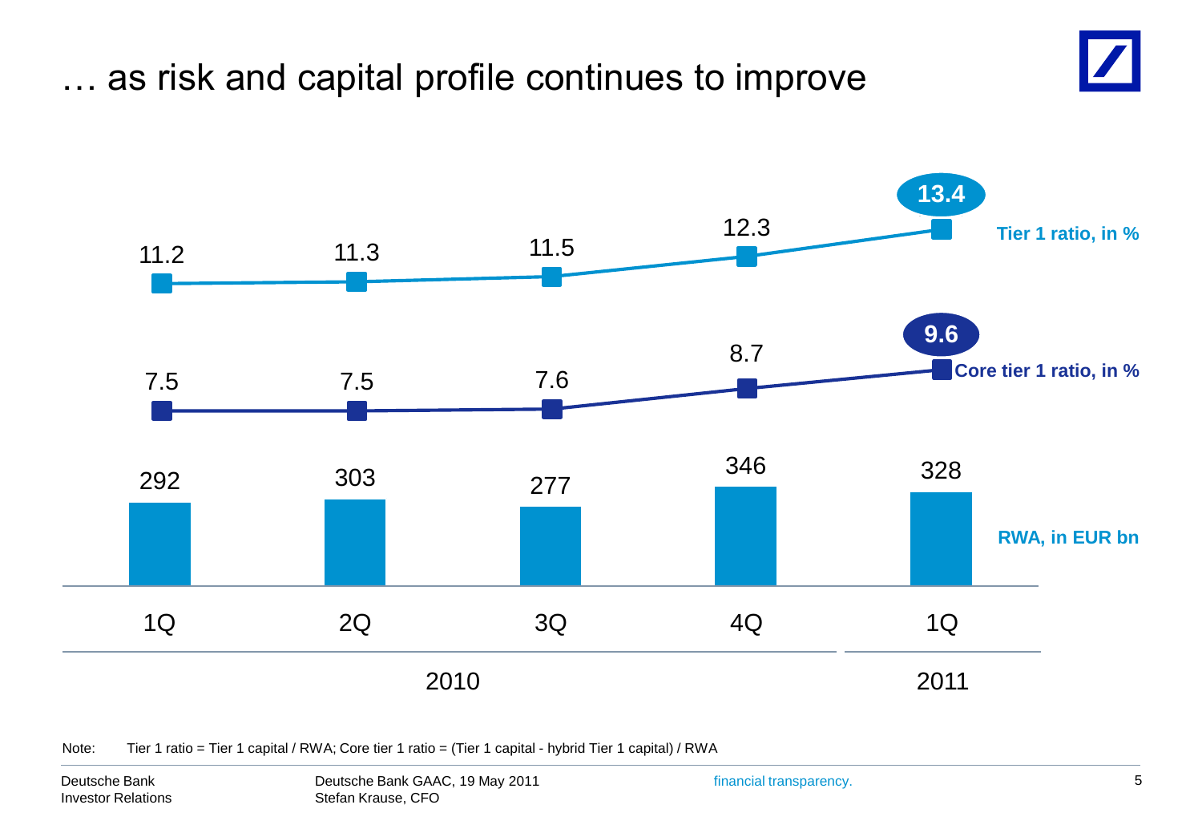# … as risk and capital profile continues to improve

| | 1Q 2010 | 2Q 2010 | 3Q 2010 | 4Q 2010 | 1Q 2011 |
|---|---|---|---|---|---|
| Tier 1 ratio, in % | 11.2 | 11.3 | 11.5 | 12.3 | 13.4 |
| Core tier 1 ratio, in % | 7.5 | 7.5 | 7.6 | 8.7 | 9.6 |
| RWA, in EUR bn | 292 | 303 | 277 | 346 | 328 |

Note: Tier 1 ratio = Tier 1 capital / RWA; Core tier 1 ratio = (Tier 1 capital - hybrid Tier 1 capital) / RWA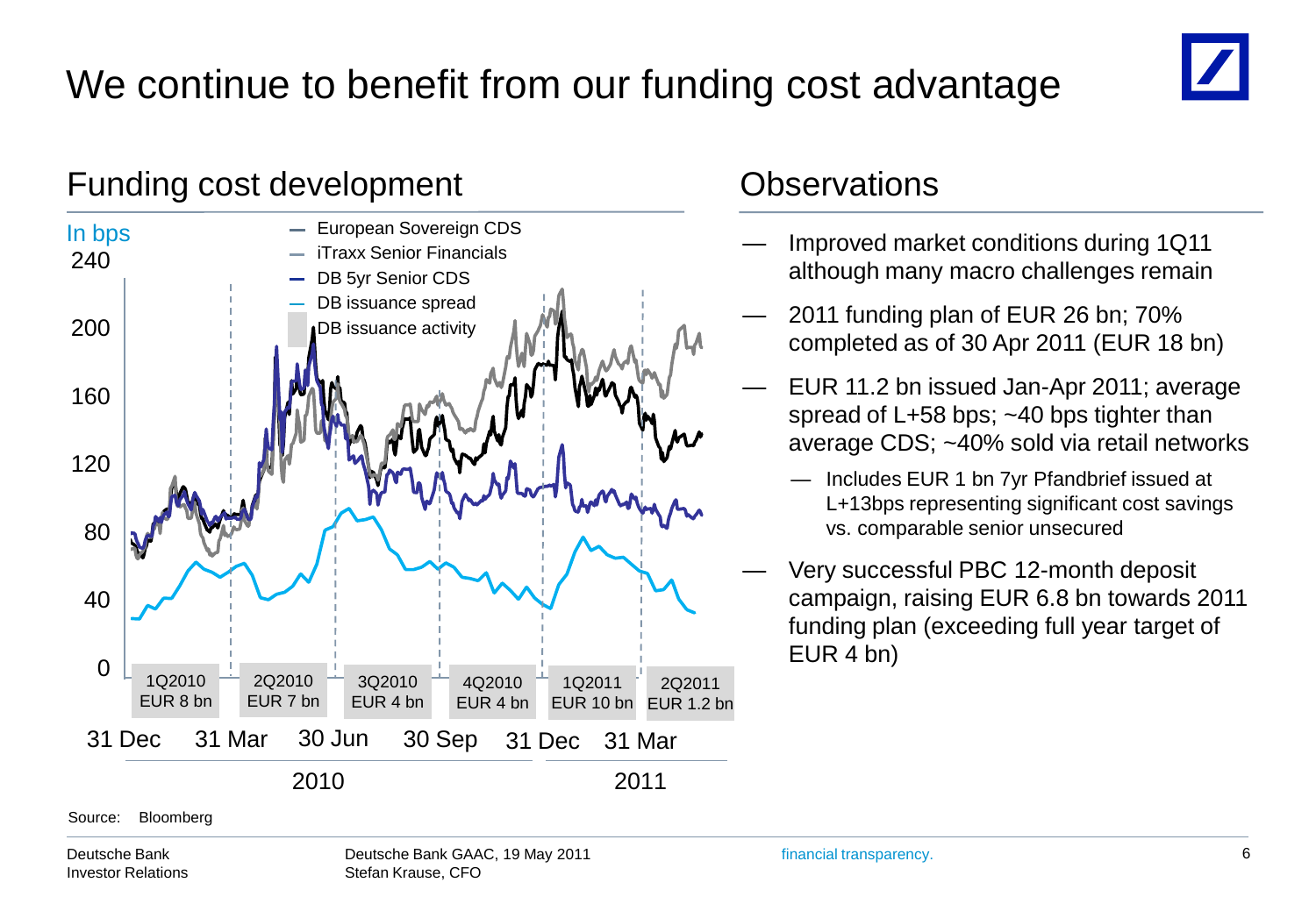# We continue to benefit from our funding cost advantage

## Funding cost development

In bps

- European Sovereign CDS
- iTraxx Senior Financials
- DB 5yr Senior CDS
- DB issuance spread
- DB issuance activity

| 1Q2010 | 2Q2010 | 3Q2010 | 4Q2010 | 1Q2011 | 2Q2011 |
|---|---|---|---|---|---|
| EUR 8 bn | EUR 7 bn | EUR 4 bn | EUR 4 bn | EUR 10 bn | EUR 1.2 bn |

Source: Bloomberg

## Observations

- Improved market conditions during 1Q11 although many macro challenges remain
- 2011 funding plan of EUR 26 bn; 70% completed as of 30 Apr 2011 (EUR 18 bn)
- EUR 11.2 bn issued Jan-Apr 2011; average spread of L+58 bps; ~40 bps tighter than average CDS; ~40% sold via retail networks
  - Includes EUR 1 bn 7yr Pfandbrief issued at L+13bps representing significant cost savings vs. comparable senior unsecured
- Very successful PBC 12-month deposit campaign, raising EUR 6.8 bn towards 2011 funding plan (exceeding full year target of EUR 4 bn)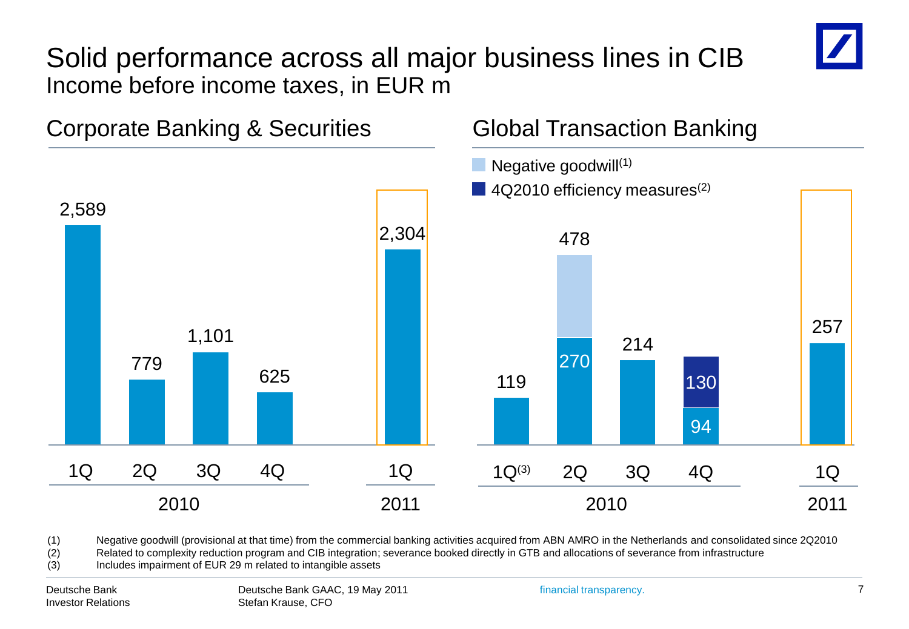# Solid performance across all major business lines in CIB

Income before income taxes, in EUR m

## Corporate Banking & Securities

| | 1Q 2010 | 2Q 2010 | 3Q 2010 | 4Q 2010 | 1Q 2011 |
|---|---|---|---|---|---|
| Income before income taxes | 2,589 | 779 | 1,101 | 625 | 2,304 |

## Global Transaction Banking

| | 1Q 2010[3] | 2Q 2010 | 3Q 2010 | 4Q 2010 | 1Q 2011 |
|---|---|---|---|---|---|
| Income before income taxes (total) | 119 | 478 | 214 | | 257 |
| thereof: excluding negative goodwill / efficiency measures | | 270 | | 94 | |
| Negative goodwill[1] | | | | | |
| 4Q2010 efficiency measures[2] | | | | 130 | |

(1) Negative goodwill (provisional at that time) from the commercial banking activities acquired from ABN AMRO in the Netherlands and consolidated since 2Q2010

(2) Related to complexity reduction program and CIB integration; severance booked directly in GTB and allocations of severance from infrastructure

(3) Includes impairment of EUR 29 m related to intangible assets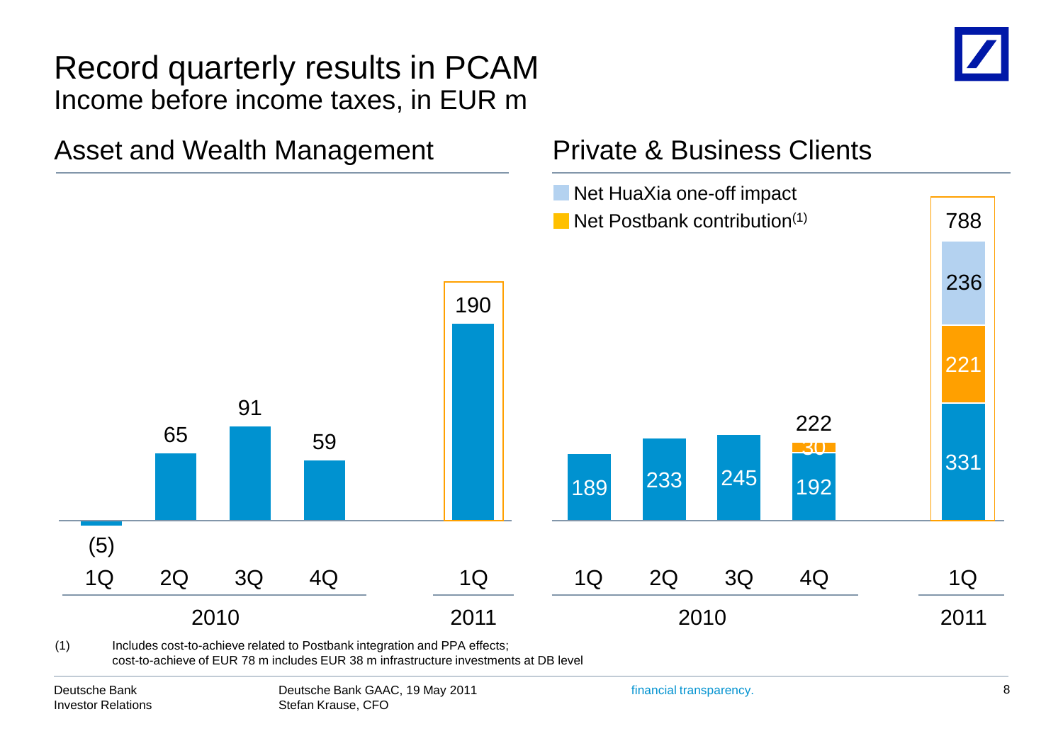# Record quarterly results in PCAM

## Income before income taxes, in EUR m

### Asset and Wealth Management

| | 1Q 2010 | 2Q 2010 | 3Q 2010 | 4Q 2010 | 1Q 2011 |
|---|---|---|---|---|---|
| Income before income taxes | (5) | 65 | 91 | 59 | 190 |

### Private & Business Clients

| | 1Q 2010 | 2Q 2010 | 3Q 2010 | 4Q 2010 | 1Q 2011 |
|---|---|---|---|---|---|
| Net HuaXia one-off impact | | | | | 236 |
| Net Postbank contribution[1] | | | | 30 | 221 |
| Other | 189 | 233 | 245 | 192 | 331 |
| Total | 189 | 233 | 245 | 222 | 788 |

(1) Includes cost-to-achieve related to Postbank integration and PPA effects; cost-to-achieve of EUR 78 m includes EUR 38 m infrastructure investments at DB level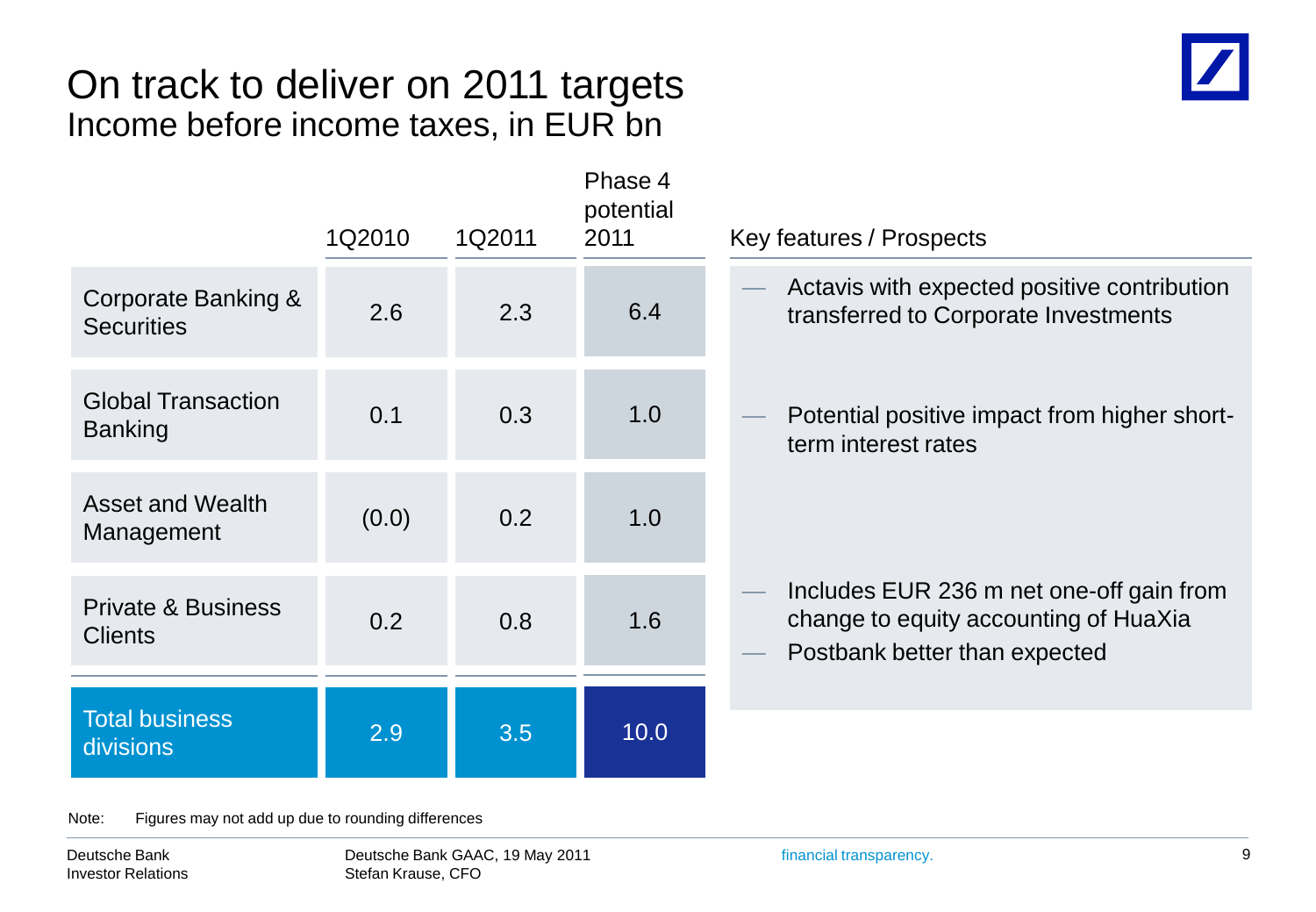# On track to deliver on 2011 targets

## Income before income taxes, in EUR bn

| | 1Q2010 | 1Q2011 | Phase 4 potential 2011 | Key features / Prospects |
|---|---|---|---|---|
| Corporate Banking & Securities | 2.6 | 2.3 | 6.4 | — Actavis with expected positive contribution transferred to Corporate Investments |
| Global Transaction Banking | 0.1 | 0.3 | 1.0 | — Potential positive impact from higher short-term interest rates |
| Asset and Wealth Management | (0.0) | 0.2 | 1.0 | |
| Private & Business Clients | 0.2 | 0.8 | 1.6 | — Includes EUR 236 m net one-off gain from change to equity accounting of HuaXia<br>— Postbank better than expected |
| **Total business divisions** | **2.9** | **3.5** | **10.0** | |

Note: Figures may not add up due to rounding differences

Deutsche Bank Investor Relations

Deutsche Bank GAAC, 19 May 2011 Stefan Krause, CFO

financial transparency.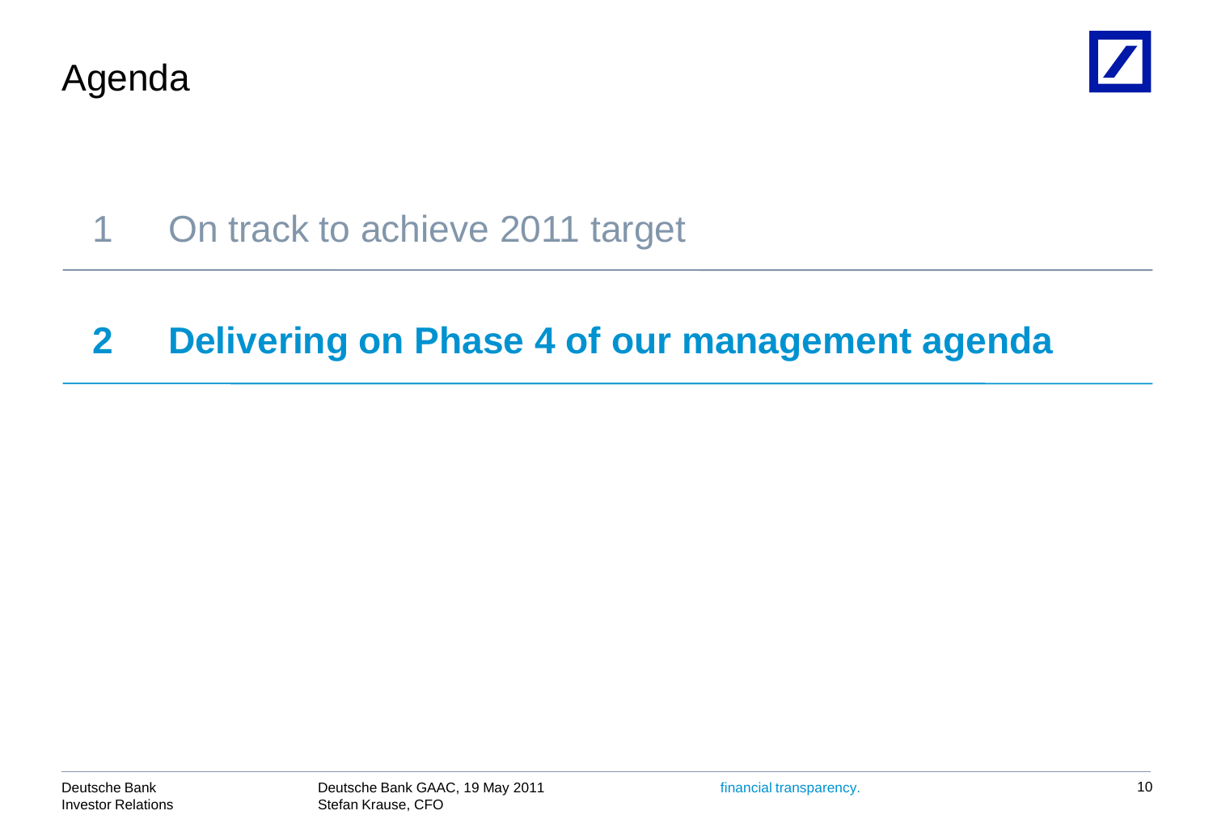# Agenda

1 On track to achieve 2011 target

**2 Delivering on Phase 4 of our management agenda**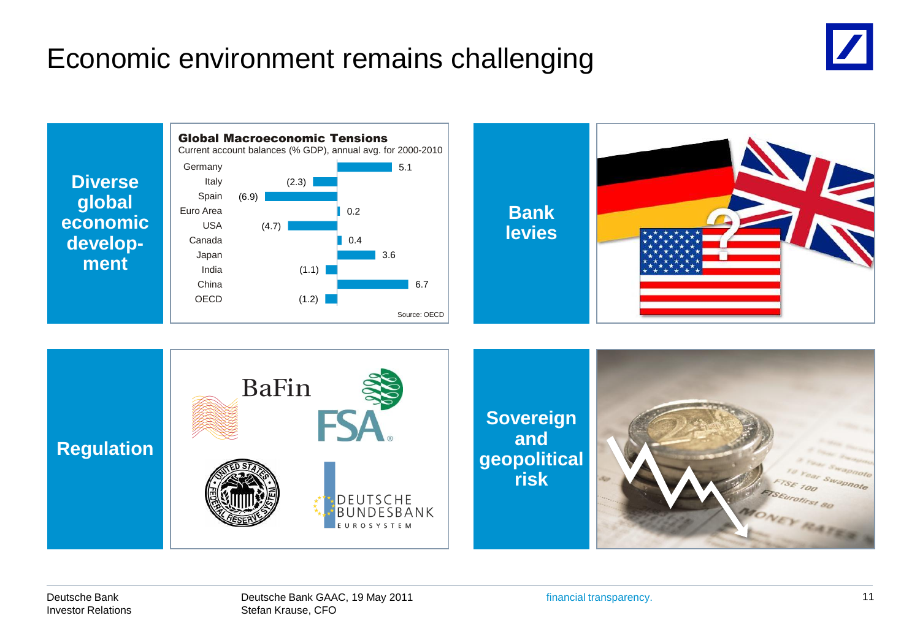# Economic environment remains challenging

**Diverse global economic development**

**Global Macroeconomic Tensions**

Current account balances (% GDP), annual avg. for 2000-2010

| Country | Value |
|---|---|
| Germany | 5.1 |
| Italy | (2.3) |
| Spain | (6.9) |
| Euro Area | 0.2 |
| USA | (4.7) |
| Canada | 0.4 |
| Japan | 3.6 |
| India | (1.1) |
| China | 6.7 |
| OECD | (1.2) |

Source: OECD

**Bank levies**

**Regulation**

BaFin, FSA, Federal Reserve System, Deutsche Bundesbank Eurosystem

**Sovereign and geopolitical risk**

Deutsche Bank
Investor Relations

Deutsche Bank GAAC, 19 May 2011
Stefan Krause, CFO

financial transparency.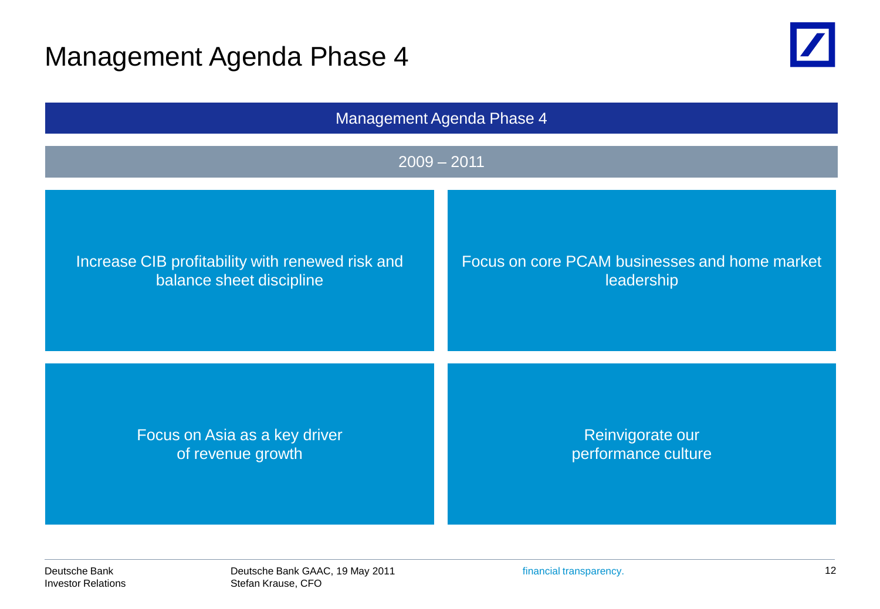# Management Agenda Phase 4

## Management Agenda Phase 4

### 2009 – 2011

- Increase CIB profitability with renewed risk and balance sheet discipline
- Focus on core PCAM businesses and home market leadership
- Focus on Asia as a key driver of revenue growth
- Reinvigorate our performance culture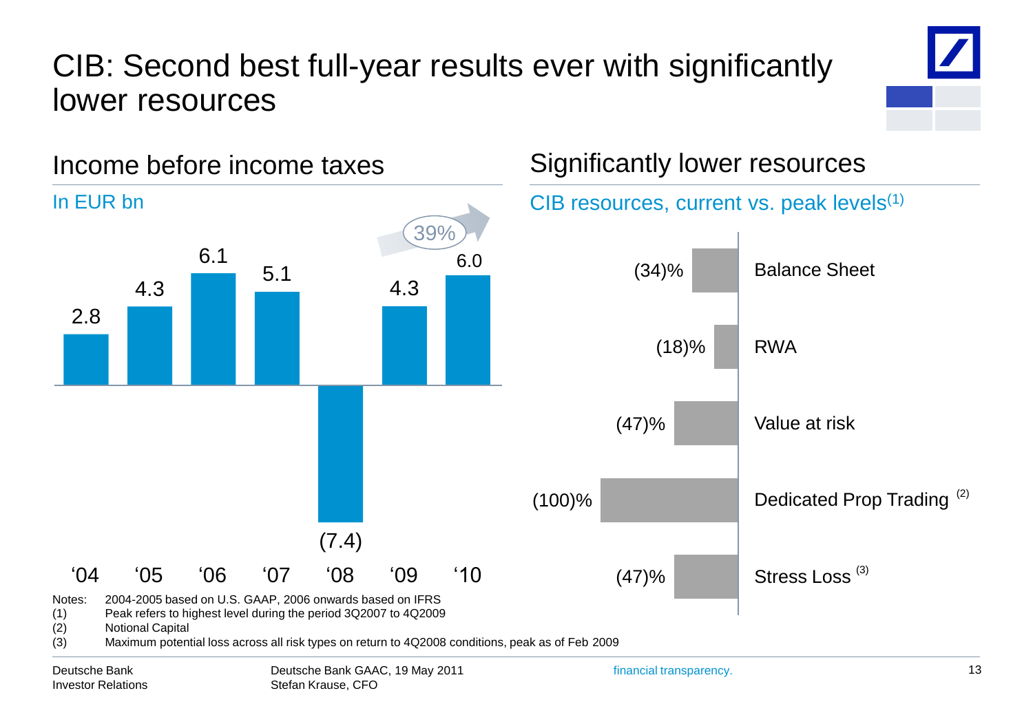# CIB: Second best full-year results ever with significantly lower resources

## Income before income taxes

In EUR bn

| Year | Income before income taxes |
|---|---|
| '04 | 2.8 |
| '05 | 4.3 |
| '06 | 6.1 |
| '07 | 5.1 |
| '08 | (7.4) |
| '09 | 4.3 |
| '10 | 6.0 |

39% (increase '09 to '10)

## Significantly lower resources

CIB resources, current vs. peak levels[1]

| Resource | Change |
|---|---|
| Balance Sheet | (34)% |
| RWA | (18)% |
| Value at risk | (47)% |
| Dedicated Prop Trading [2] | (100)% |
| Stress Loss [3] | (47)% |

Notes: 2004-2005 based on U.S. GAAP, 2006 onwards based on IFRS

(1) Peak refers to highest level during the period 3Q2007 to 4Q2009

(2) Notional Capital

(3) Maximum potential loss across all risk types on return to 4Q2008 conditions, peak as of Feb 2009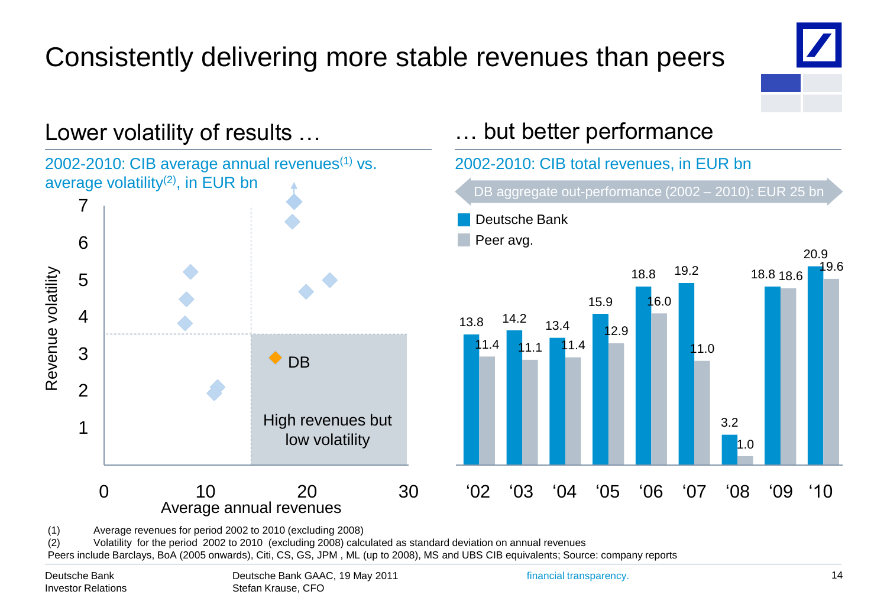# Consistently delivering more stable revenues than peers

## Lower volatility of results …

2002-2010: CIB average annual revenues[1] vs. average volatility[2], in EUR bn

Revenue volatility

Average annual revenues

DB

High revenues but low volatility

## … but better performance

2002-2010: CIB total revenues, in EUR bn

DB aggregate out-performance (2002 – 2010): EUR 25 bn

| | '02 | '03 | '04 | '05 | '06 | '07 | '08 | '09 | '10 |
|---|---|---|---|---|---|---|---|---|---|
| Deutsche Bank | 13.8 | 14.2 | 13.4 | 15.9 | 18.8 | 19.2 | 3.2 | 18.8 | 20.9 |
| Peer avg. | 11.4 | 11.1 | 11.4 | 12.9 | 16.0 | 11.0 | 1.0 | 18.6 | 19.6 |

(1) Average revenues for period 2002 to 2010 (excluding 2008)

(2) Volatility for the period 2002 to 2010 (excluding 2008) calculated as standard deviation on annual revenues

Peers include Barclays, BoA (2005 onwards), Citi, CS, GS, JPM , ML (up to 2008), MS and UBS CIB equivalents; Source: company reports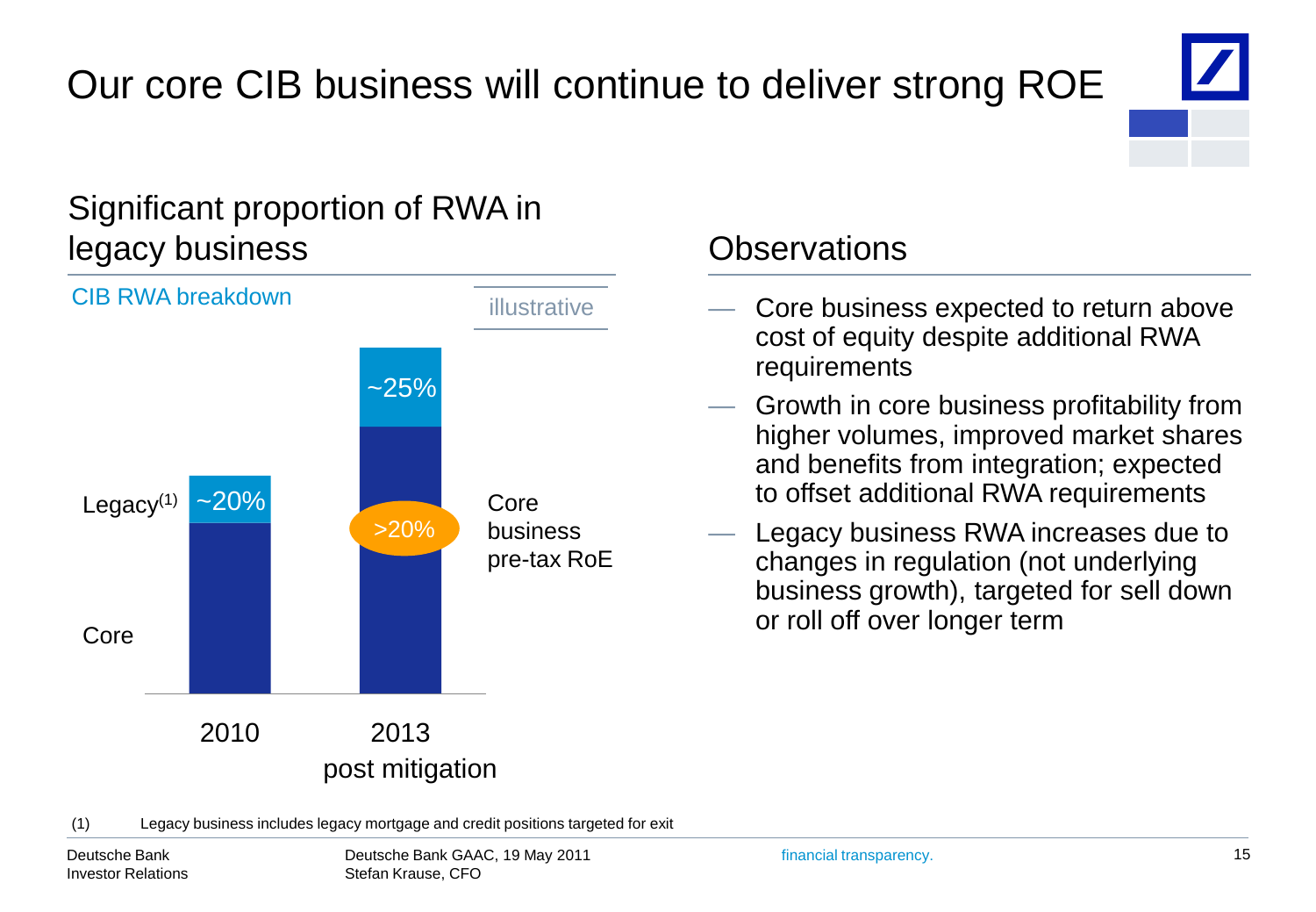# Our core CIB business will continue to deliver strong ROE

## Significant proportion of RWA in legacy business

CIB RWA breakdown

illustrative

| | 2010 | 2013 post mitigation |
|---|---|---|
| Legacy[1] | ~20% | ~25% |
| Core | | |

Core business pre-tax RoE: >20%

## Observations

- Core business expected to return above cost of equity despite additional RWA requirements
- Growth in core business profitability from higher volumes, improved market shares and benefits from integration; expected to offset additional RWA requirements
- Legacy business RWA increases due to changes in regulation (not underlying business growth), targeted for sell down or roll off over longer term

(1) Legacy business includes legacy mortgage and credit positions targeted for exit

Deutsche Bank Investor Relations | Deutsche Bank GAAC, 19 May 2011 Stefan Krause, CFO | financial transparency.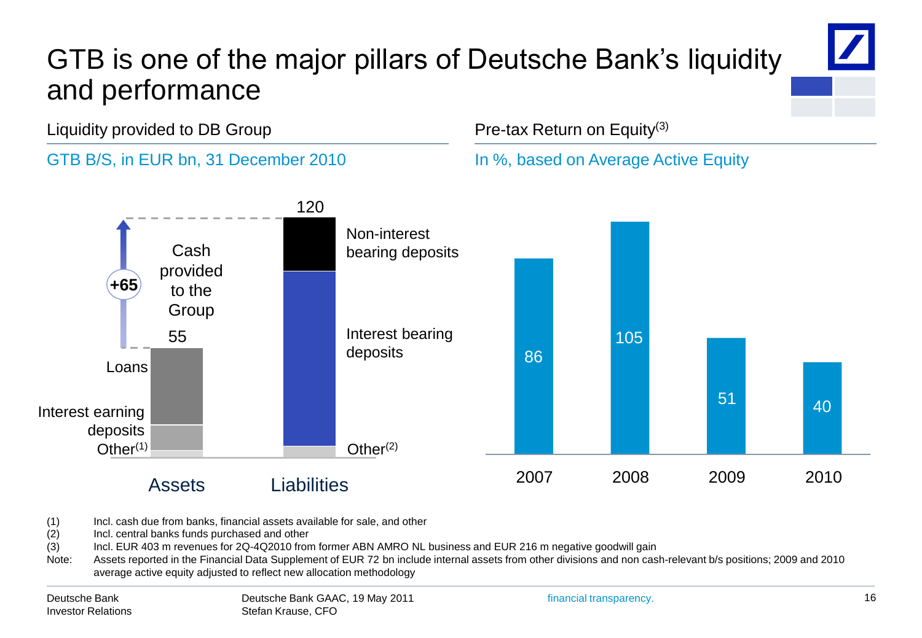# GTB is one of the major pillars of Deutsche Bank's liquidity and performance

## Liquidity provided to DB Group

GTB B/S, in EUR bn, 31 December 2010

| | Assets | Liabilities |
|---|---|---|
| Total | 55 | 120 |
| Components | Loans, Interest earning deposits, Other(1) | Non-interest bearing deposits, Interest bearing deposits, Other(2) |

Cash provided to the Group: +65

## Pre-tax Return on Equity(3)

In %, based on Average Active Equity

| 2007 | 2008 | 2009 | 2010 |
|---|---|---|---|
| 86 | 105 | 51 | 40 |

(1) Incl. cash due from banks, financial assets available for sale, and other

(2) Incl. central banks funds purchased and other

(3) Incl. EUR 403 m revenues for 2Q-4Q2010 from former ABN AMRO NL business and EUR 216 m negative goodwill gain

Note: Assets reported in the Financial Data Supplement of EUR 72 bn include internal assets from other divisions and non cash-relevant b/s positions; 2009 and 2010 average active equity adjusted to reflect new allocation methodology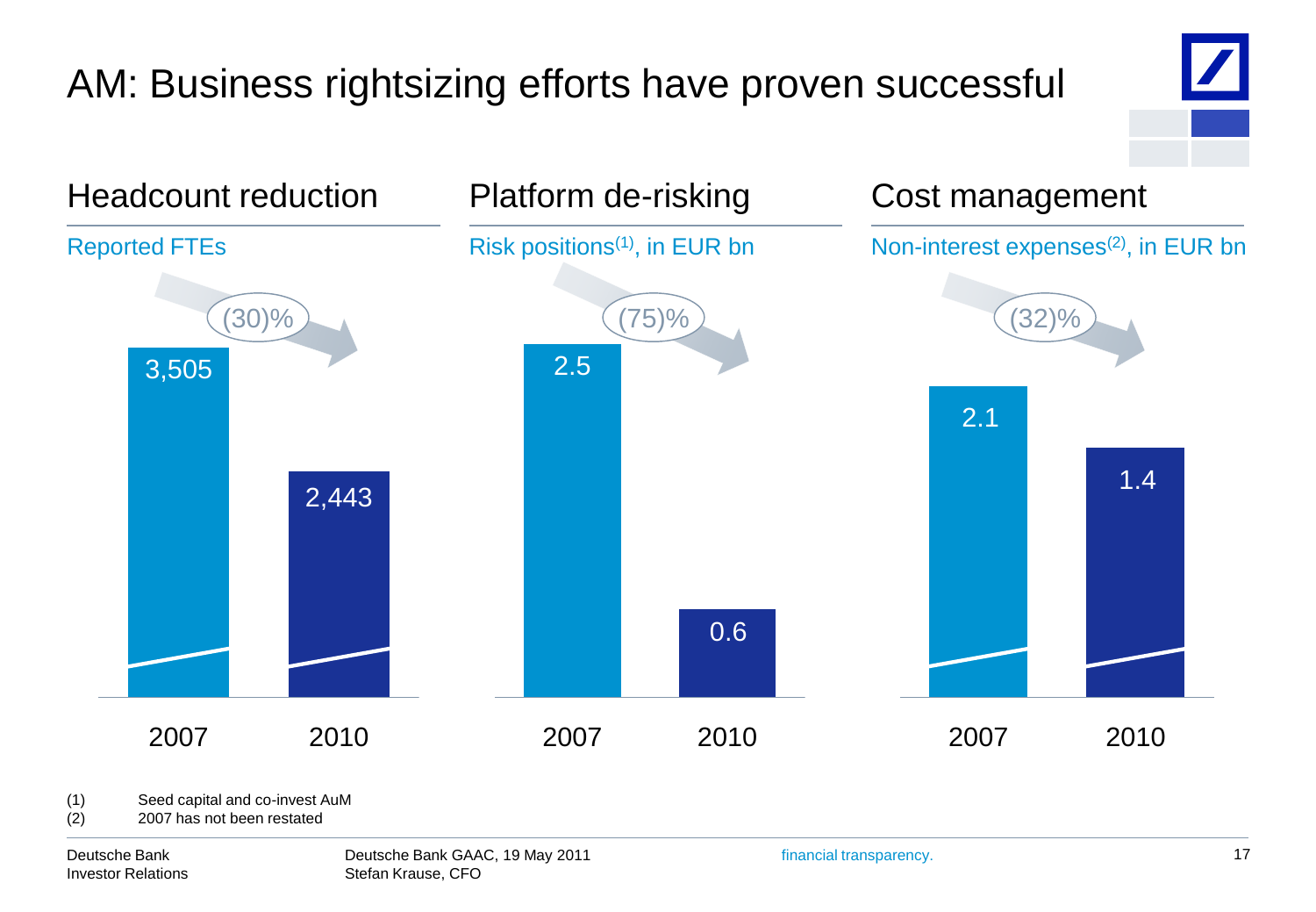# AM: Business rightsizing efforts have proven successful

## Headcount reduction

Reported FTEs

| | 2007 | 2010 |
|---|---|---|
| Reported FTEs | 3,505 | 2,443 |

(30)%

## Platform de-risking

Risk positions[1], in EUR bn

| | 2007 | 2010 |
|---|---|---|
| Risk positions | 2.5 | 0.6 |

(75)%

## Cost management

Non-interest expenses[2], in EUR bn

| | 2007 | 2010 |
|---|---|---|
| Non-interest expenses | 2.1 | 1.4 |

(32)%

(1) Seed capital and co-invest AuM
(2) 2007 has not been restated

Deutsche Bank Investor Relations | Deutsche Bank GAAC, 19 May 2011 Stefan Krause, CFO | financial transparency.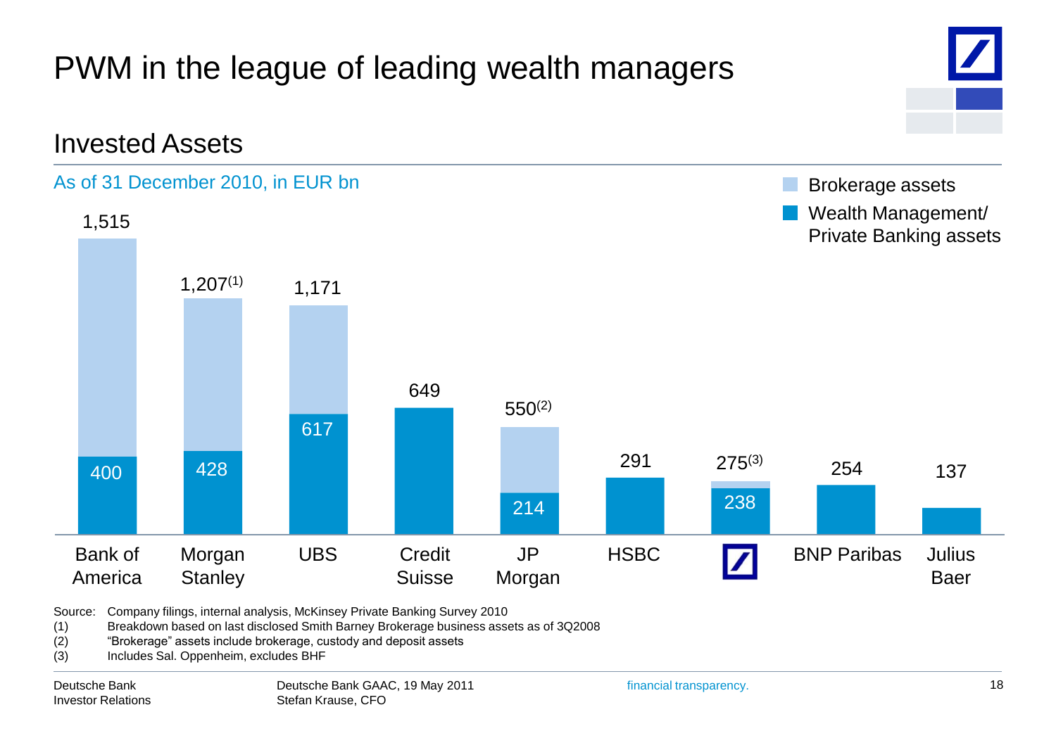# PWM in the league of leading wealth managers

## Invested Assets

As of 31 December 2010, in EUR bn

| | Total | Wealth Management/ Private Banking assets |
|---|---|---|
| Bank of America | 1,515 | 400 |
| Morgan Stanley | 1,207 (1) | 428 |
| UBS | 1,171 | 617 |
| Credit Suisse | 649 | |
| JP Morgan | 550 (2) | 214 |
| HSBC | 291 | |
| Deutsche Bank | 275 (3) | 238 |
| BNP Paribas | 254 | |
| Julius Baer | 137 | |

Legend: Brokerage assets; Wealth Management/ Private Banking assets

Source: Company filings, internal analysis, McKinsey Private Banking Survey 2010

(1) Breakdown based on last disclosed Smith Barney Brokerage business assets as of 3Q2008

(2) "Brokerage" assets include brokerage, custody and deposit assets

(3) Includes Sal. Oppenheim, excludes BHF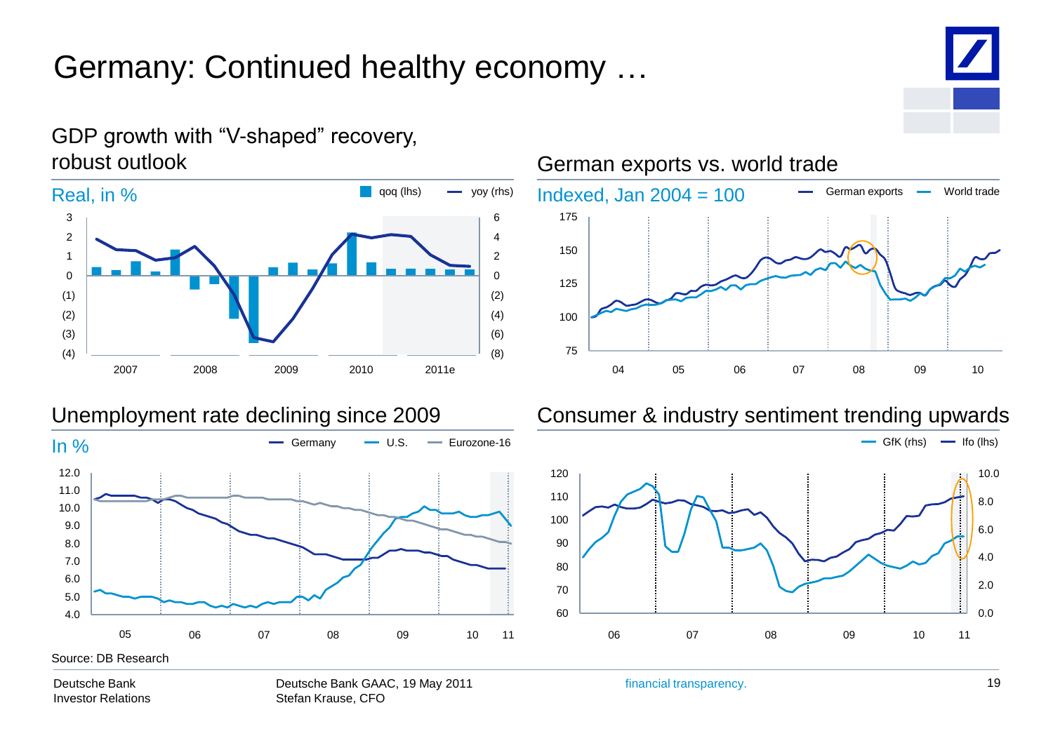# Germany: Continued healthy economy …

## GDP growth with "V-shaped" recovery, robust outlook

Real, in %

qoq (lhs) — yoy (rhs)

## German exports vs. world trade

Indexed, Jan 2004 = 100

German exports — World trade

## Unemployment rate declining since 2009

In %

Germany — U.S. — Eurozone-16

## Consumer & industry sentiment trending upwards

GfK (rhs) — Ifo (lhs)

Source: DB Research

Deutsche Bank
Investor Relations

Deutsche Bank GAAC, 19 May 2011
Stefan Krause, CFO

financial transparency.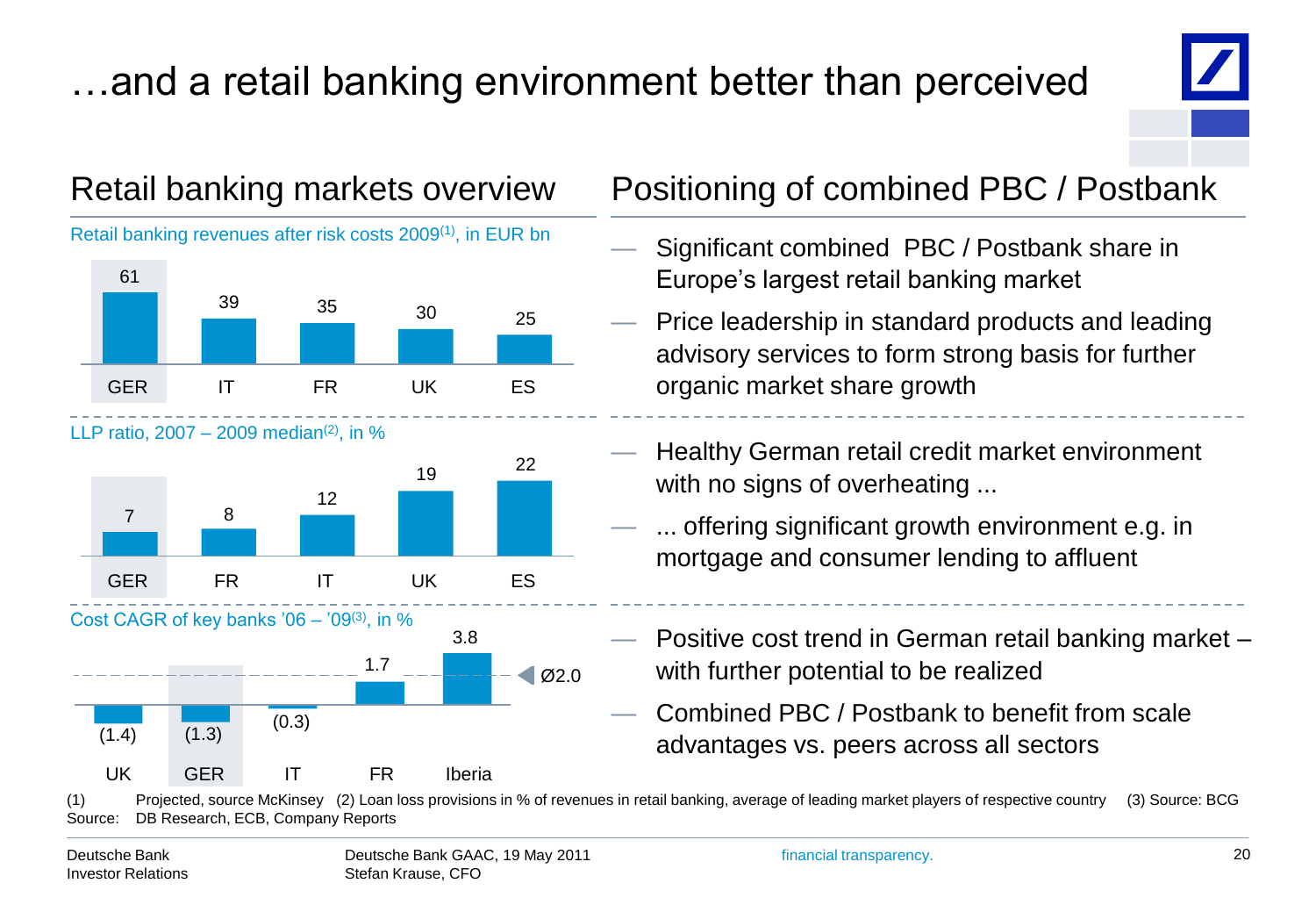# …and a retail banking environment better than perceived

## Retail banking markets overview

Retail banking revenues after risk costs 2009[(1)], in EUR bn

| GER | IT | FR | UK | ES |
|---|---|---|---|---|
| 61 | 39 | 35 | 30 | 25 |

LLP ratio, 2007 – 2009 median[(2)], in %

| GER | FR | IT | UK | ES |
|---|---|---|---|---|
| 7 | 8 | 12 | 19 | 22 |

Cost CAGR of key banks '06 – '09[(3)], in %

| UK | GER | IT | FR | Iberia |
|---|---|---|---|---|
| (1.4) | (1.3) | (0.3) | 1.7 | 3.8 |

Ø2.0

## Positioning of combined PBC / Postbank

- Significant combined PBC / Postbank share in Europe's largest retail banking market
- Price leadership in standard products and leading advisory services to form strong basis for further organic market share growth

---

- Healthy German retail credit market environment with no signs of overheating ...
- ... offering significant growth environment e.g. in mortgage and consumer lending to affluent

---

- Positive cost trend in German retail banking market – with further potential to be realized
- Combined PBC / Postbank to benefit from scale advantages vs. peers across all sectors

(1) Projected, source McKinsey (2) Loan loss provisions in % of revenues in retail banking, average of leading market players of respective country (3) Source: BCG
Source: DB Research, ECB, Company Reports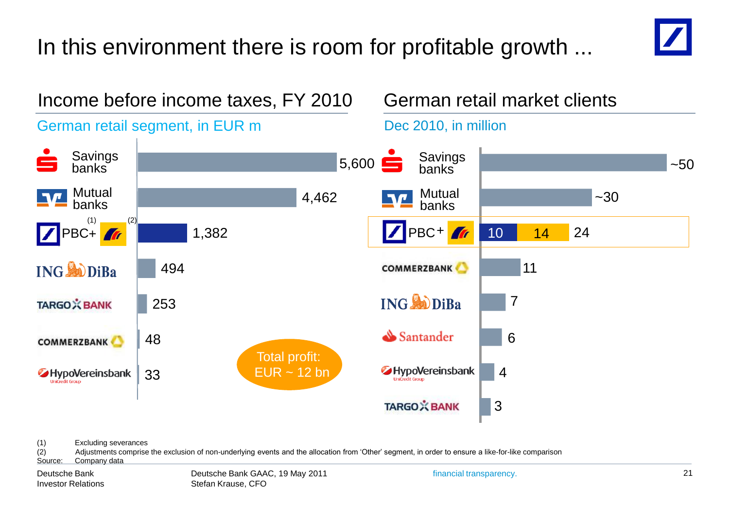# In this environment there is room for profitable growth ...

## Income before income taxes, FY 2010

German retail segment, in EUR m

| Bank | EUR m |
|---|---|
| Savings banks | 5,600 |
| Mutual banks | 4,462 |
| PBC+[1] Postbank[2] | 1,382 |
| ING DiBa | 494 |
| TARGO BANK | 253 |
| COMMERZBANK | 48 |
| HypoVereinsbank UniCredit Group | 33 |

Total profit: EUR ~ 12 bn

## German retail market clients

Dec 2010, in million

| Bank | Clients (million) |
|---|---|
| Savings banks | ~50 |
| Mutual banks | ~30 |
| PBC+ Postbank | 10 + 14 = 24 |
| COMMERZBANK | 11 |
| ING DiBa | 7 |
| Santander | 6 |
| HypoVereinsbank UniCredit Group | 4 |
| TARGO BANK | 3 |

(1) Excluding severances
(2) Adjustments comprise the exclusion of non-underlying events and the allocation from 'Other' segment, in order to ensure a like-for-like comparison
Source: Company data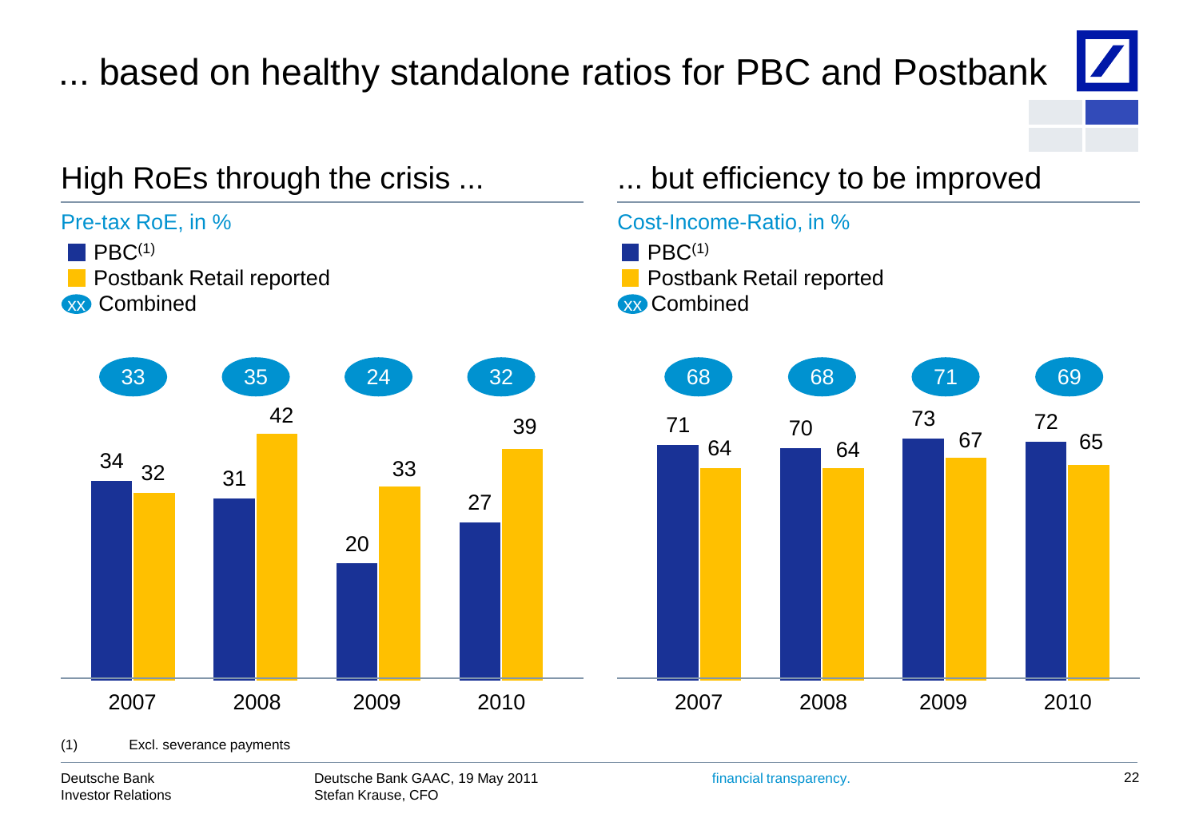# ... based on healthy standalone ratios for PBC and Postbank

## High RoEs through the crisis ...

Pre-tax RoE, in %

| | 2007 | 2008 | 2009 | 2010 |
|---|---|---|---|---|
| PBC(1) | 34 | 31 | 20 | 27 |
| Postbank Retail reported | 32 | 42 | 33 | 39 |
| Combined | 33 | 35 | 24 | 32 |

## ... but efficiency to be improved

Cost-Income-Ratio, in %

| | 2007 | 2008 | 2009 | 2010 |
|---|---|---|---|---|
| PBC(1) | 71 | 70 | 73 | 72 |
| Postbank Retail reported | 64 | 64 | 67 | 65 |
| Combined | 68 | 68 | 71 | 69 |

(1) Excl. severance payments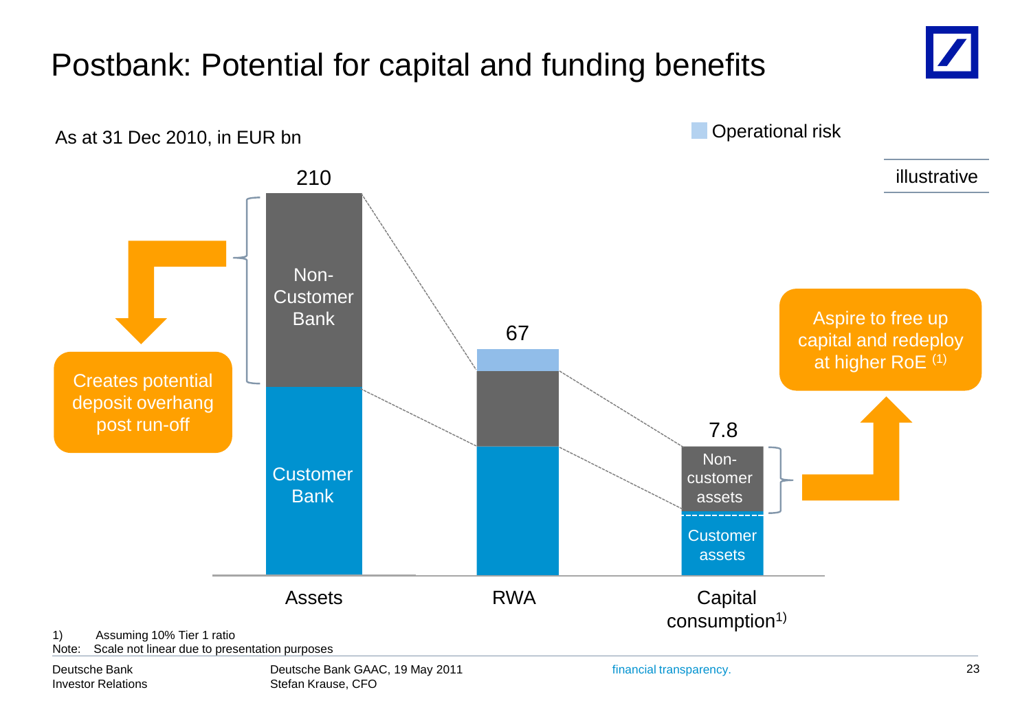# Postbank: Potential for capital and funding benefits

As at 31 Dec 2010, in EUR bn

Operational risk

illustrative

210

Non-Customer Bank

Customer Bank

Creates potential deposit overhang post run-off

67

7.8

Non-customer assets

Customer assets

Aspire to free up capital and redeploy at higher RoE [(1)]

Assets

RWA

Capital consumption[1)]

1) Assuming 10% Tier 1 ratio

Note: Scale not linear due to presentation purposes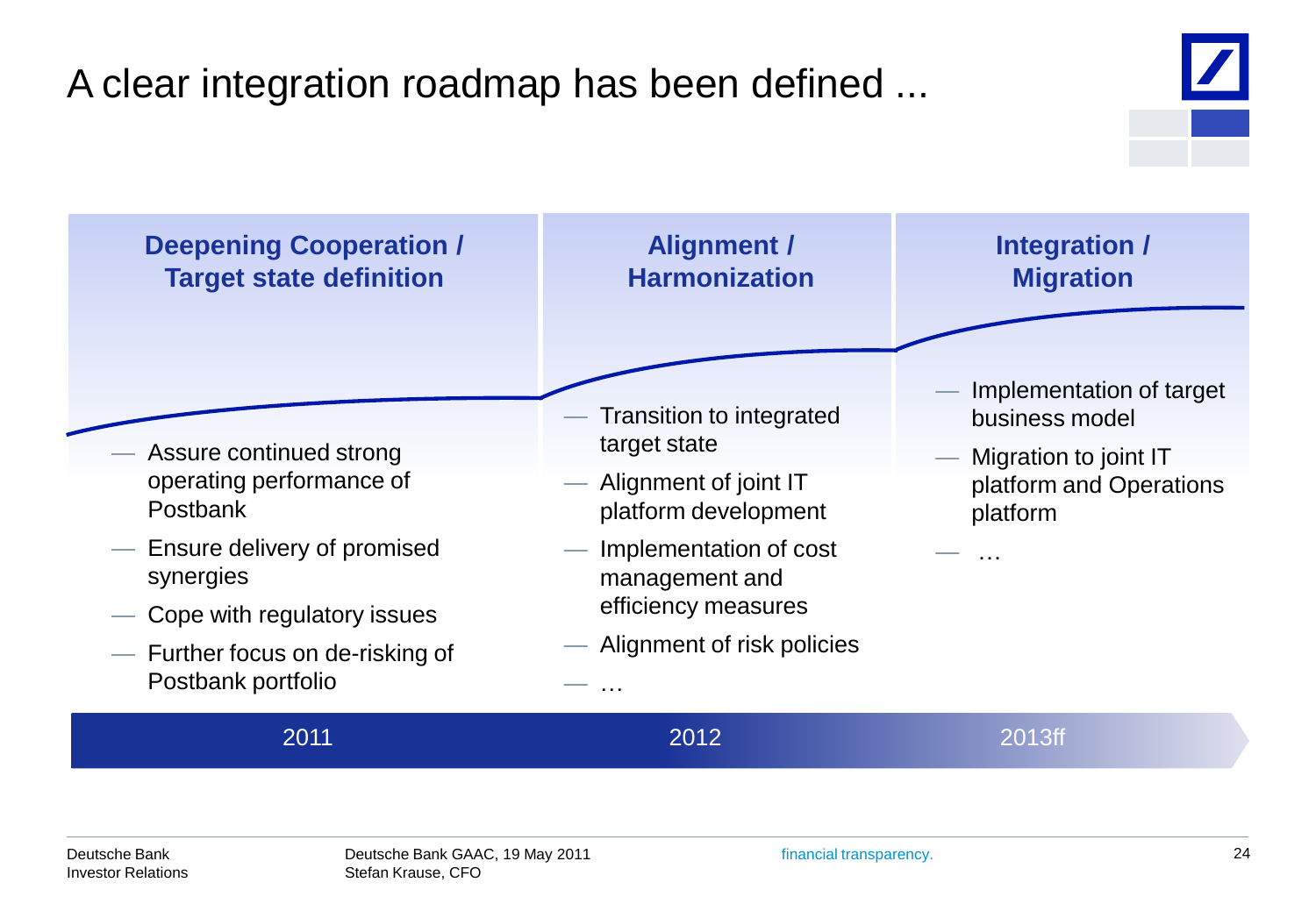# A clear integration roadmap has been defined ...

### Deepening Cooperation / Target state definition (2011)

- Assure continued strong operating performance of Postbank
- Ensure delivery of promised synergies
- Cope with regulatory issues
- Further focus on de-risking of Postbank portfolio

### Alignment / Harmonization (2012)

- Transition to integrated target state
- Alignment of joint IT platform development
- Implementation of cost management and efficiency measures
- Alignment of risk policies
- …

### Integration / Migration (2013ff)

- Implementation of target business model
- Migration to joint IT platform and Operations platform
- …

Deutsche Bank Investor Relations | Deutsche Bank GAAC, 19 May 2011 Stefan Krause, CFO | financial transparency.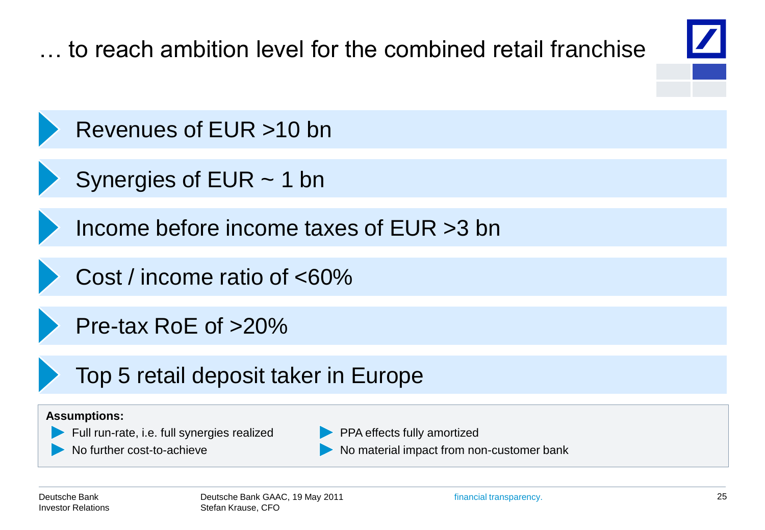# … to reach ambition level for the combined retail franchise

- Revenues of EUR >10 bn
- Synergies of EUR ~ 1 bn
- Income before income taxes of EUR >3 bn
- Cost / income ratio of <60%
- Pre-tax RoE of >20%
- Top 5 retail deposit taker in Europe

**Assumptions:**

- Full run-rate, i.e. full synergies realized
- No further cost-to-achieve
- PPA effects fully amortized
- No material impact from non-customer bank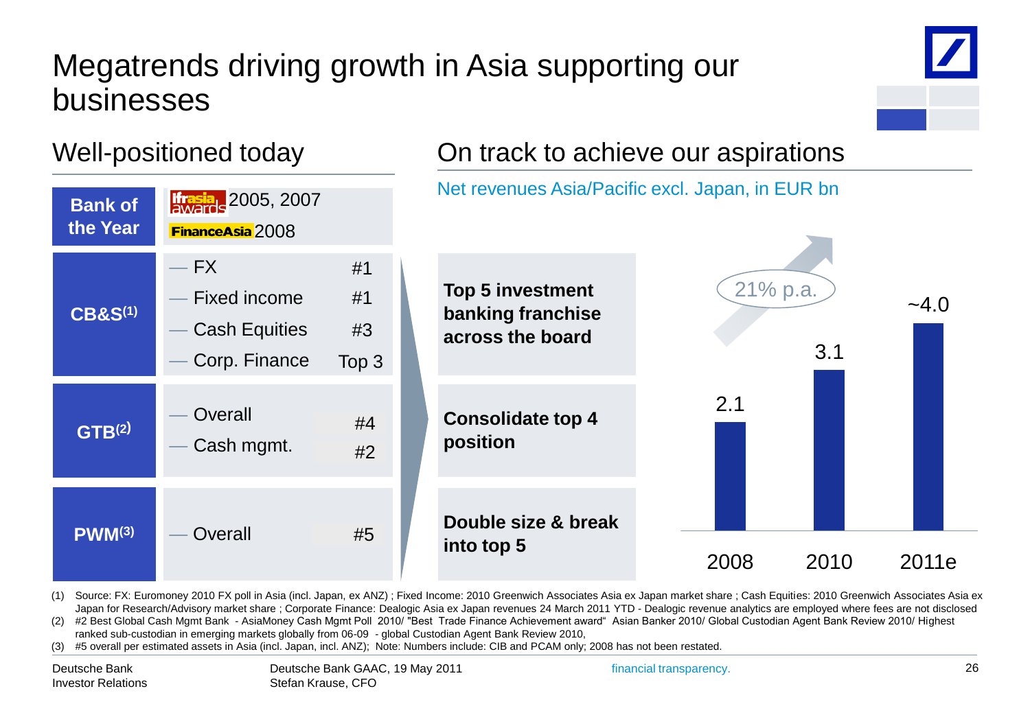# Megatrends driving growth in Asia supporting our businesses

## Well-positioned today

| | | |
|---|---|---|
| **Bank of the Year** | Ifrasia awards 2005, 2007; FinanceAsia 2008 | |
| **CB&S** [(1)] | — FX | #1 |
| | — Fixed income | #1 |
| | — Cash Equities | #3 |
| | — Corp. Finance | Top 3 |
| **GTB** [(2)] | — Overall | #4 |
| | — Cash mgmt. | #2 |
| **PWM** [(3)] | — Overall | #5 |

## On track to achieve our aspirations

- **Top 5 investment banking franchise across the board**
- **Consolidate top 4 position**
- **Double size & break into top 5**

Net revenues Asia/Pacific excl. Japan, in EUR bn

| 2008 | 2010 | 2011e |
|---|---|---|
| 2.1 | 3.1 | ~4.0 |

21% p.a.

(1) Source: FX: Euromoney 2010 FX poll in Asia (incl. Japan, ex ANZ) ; Fixed Income: 2010 Greenwich Associates Asia ex Japan market share ; Cash Equities: 2010 Greenwich Associates Asia ex Japan for Research/Advisory market share ; Corporate Finance: Dealogic Asia ex Japan revenues 24 March 2011 YTD - Dealogic revenue analytics are employed where fees are not disclosed

(2) #2 Best Global Cash Mgmt Bank - AsiaMoney Cash Mgmt Poll 2010/ "Best Trade Finance Achievement award" Asian Banker 2010/ Global Custodian Agent Bank Review 2010/ Highest ranked sub-custodian in emerging markets globally from 06-09 - global Custodian Agent Bank Review 2010,

(3) #5 overall per estimated assets in Asia (incl. Japan, incl. ANZ); Note: Numbers include: CIB and PCAM only; 2008 has not been restated.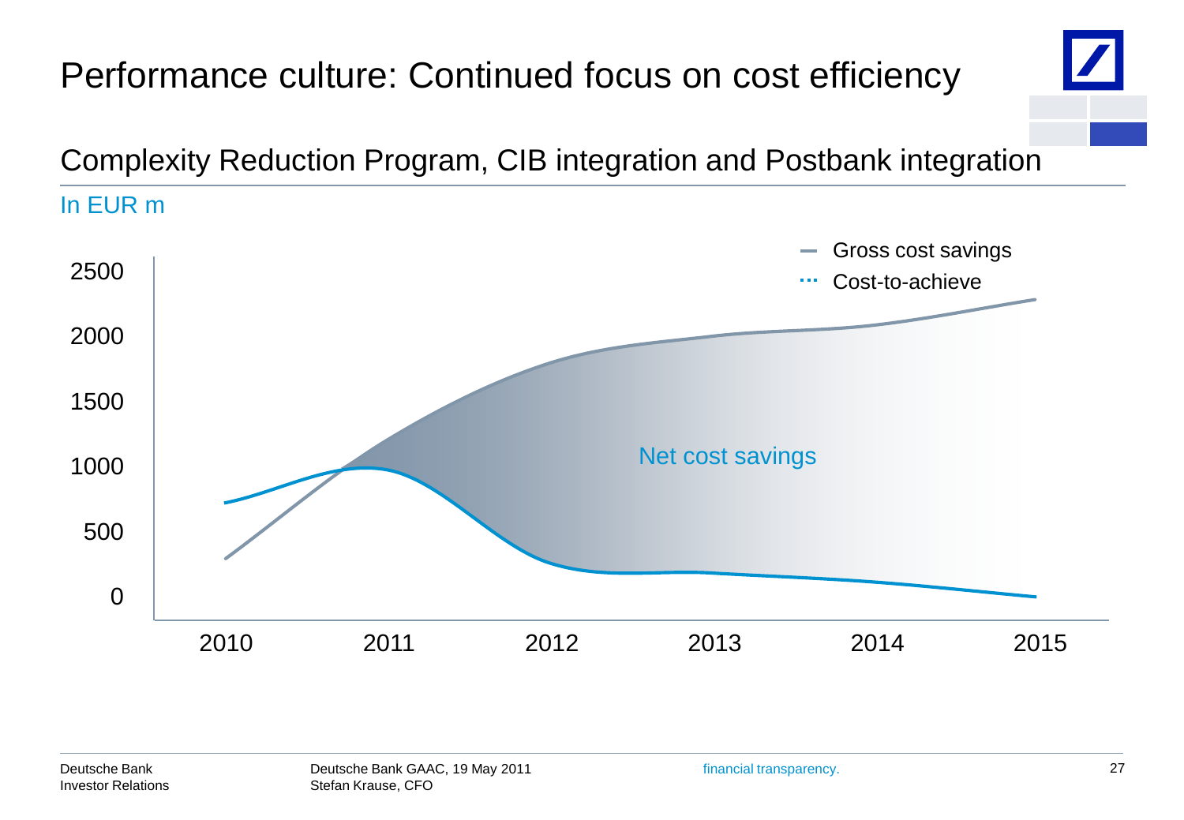# Performance culture: Continued focus on cost efficiency

## Complexity Reduction Program, CIB integration and Postbank integration

In EUR m

Gross cost savings

Cost-to-achieve

Net cost savings

2500

2000

1500

1000

500

0

2010 2011 2012 2013 2014 2015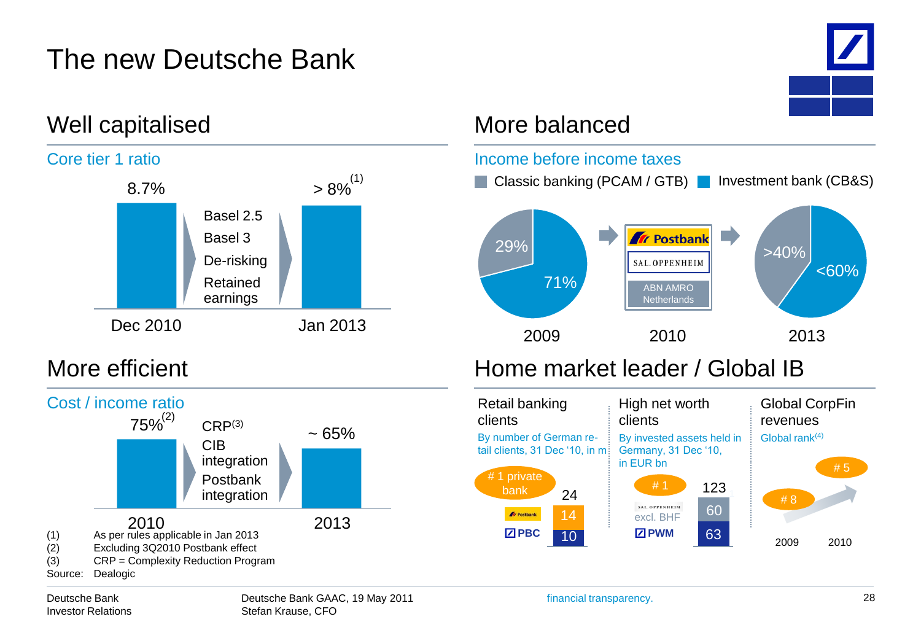# The new Deutsche Bank

## Well capitalised

### Core tier 1 ratio

| Dec 2010 | | Jan 2013 |
|---|---|---|
| 8.7% | Basel 2.5, Basel 3, De-risking, Retained earnings | > 8%(1) |

## More balanced

### Income before income taxes

Classic banking (PCAM / GTB) | Investment bank (CB&S)

| | 2009 | 2010 | 2013 |
|---|---|---|---|
| Classic banking (PCAM / GTB) | 29% | Postbank, SAL. OPPENHEIM, ABN AMRO Netherlands | >40% |
| Investment bank (CB&S) | 71% | | <60% |

## More efficient

### Cost / income ratio

| 2010 | | 2013 |
|---|---|---|
| 75%(2) | CRP(3), CIB integration, Postbank integration | ~ 65% |

## Home market leader / Global IB

**Retail banking clients**
By number of German retail clients, 31 Dec '10, in m

# 1 private bank

| | |
|---|---|
| Postbank | 14 |
| PBC | 10 |
| Total | 24 |

**High net worth clients**
By invested assets held in Germany, 31 Dec '10, in EUR bn

# 1

| | |
|---|---|
| Sal. Oppenheim excl. BHF | 60 |
| PWM | 63 |
| Total | 123 |

**Global CorpFin revenues**
Global rank(4)

| 2009 | 2010 |
|---|---|
| # 8 | # 5 |

(1) As per rules applicable in Jan 2013
(2) Excluding 3Q2010 Postbank effect
(3) CRP = Complexity Reduction Program
Source: Dealogic

Deutsche Bank Investor Relations | Deutsche Bank GAAC, 19 May 2011, Stefan Krause, CFO | financial transparency.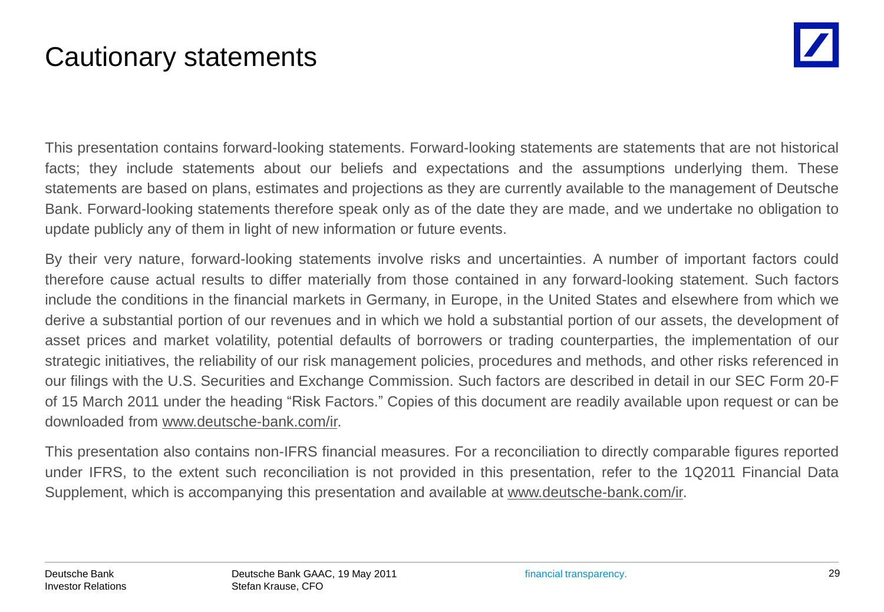# Cautionary statements

This presentation contains forward-looking statements. Forward-looking statements are statements that are not historical facts; they include statements about our beliefs and expectations and the assumptions underlying them. These statements are based on plans, estimates and projections as they are currently available to the management of Deutsche Bank. Forward-looking statements therefore speak only as of the date they are made, and we undertake no obligation to update publicly any of them in light of new information or future events.

By their very nature, forward-looking statements involve risks and uncertainties. A number of important factors could therefore cause actual results to differ materially from those contained in any forward-looking statement. Such factors include the conditions in the financial markets in Germany, in Europe, in the United States and elsewhere from which we derive a substantial portion of our revenues and in which we hold a substantial portion of our assets, the development of asset prices and market volatility, potential defaults of borrowers or trading counterparties, the implementation of our strategic initiatives, the reliability of our risk management policies, procedures and methods, and other risks referenced in our filings with the U.S. Securities and Exchange Commission. Such factors are described in detail in our SEC Form 20-F of 15 March 2011 under the heading "Risk Factors." Copies of this document are readily available upon request or can be downloaded from www.deutsche-bank.com/ir.

This presentation also contains non-IFRS financial measures. For a reconciliation to directly comparable figures reported under IFRS, to the extent such reconciliation is not provided in this presentation, refer to the 1Q2011 Financial Data Supplement, which is accompanying this presentation and available at www.deutsche-bank.com/ir.